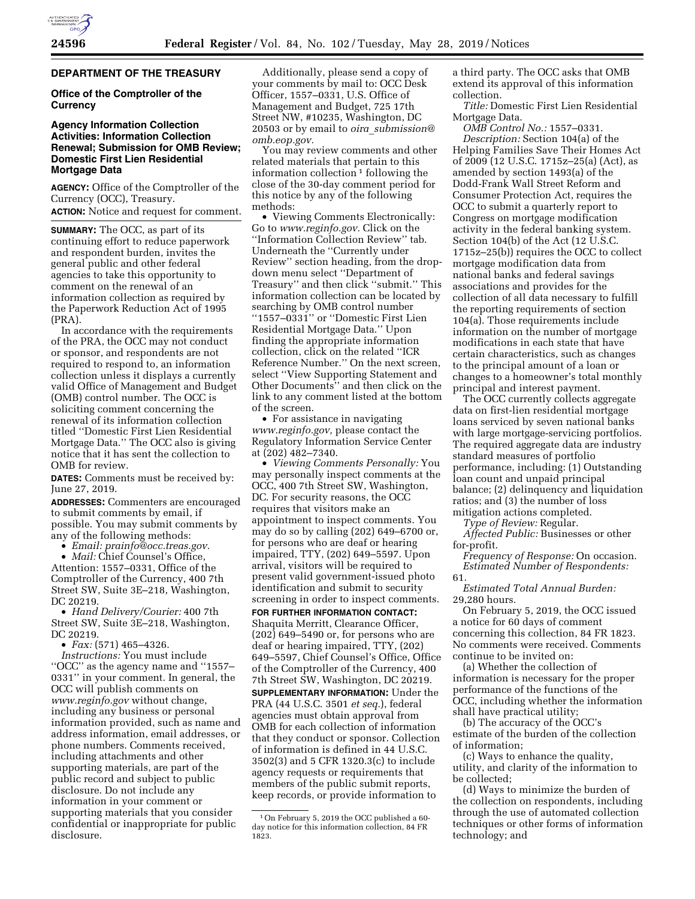## DEPARTMENT OF THE TREASURY

### Office of the Comptroller of the Currency

### Agency Information Collection Activities: Information Collection Renewal; Submission for OMB Review; Domestic First Lien Residential Mortgage Data

**AGENCY:** Office of the Comptroller of the Currency (OCC), Treasury.

**ACTION:** Notice and request for comment.

**SUMMARY:** The OCC, as part of its continuing effort to reduce paperwork and respondent burden, invites the general public and other federal agencies to take this opportunity to comment on the renewal of an information collection as required by the Paperwork Reduction Act of 1995 (PRA).

In accordance with the requirements of the PRA, the OCC may not conduct or sponsor, and respondents are not required to respond to, an information collection unless it displays a currently valid Office of Management and Budget (OMB) control number. The OCC is soliciting comment concerning the renewal of its information collection titled ''Domestic First Lien Residential Mortgage Data.'' The OCC also is giving notice that it has sent the collection to OMB for review.

**DATES:** Comments must be received by: June 27, 2019.

**ADDRESSES:** Commenters are encouraged to submit comments by email, if possible. You may submit comments by any of the following methods:

- *Email: prainfo@occ.treas.gov.*
- *Mail:* Chief Counsel's Office, Attention: 1557–0331, Office of the Comptroller of the Currency, 400 7th Street SW, Suite 3E–218, Washington, DC 20219.
- *Hand Delivery/Courier:* 400 7th Street SW, Suite 3E–218, Washington, DC 20219.
- *Fax:* (571) 465–4326.

*Instructions:* You must include ''OCC'' as the agency name and ''1557–0331'' in your comment. In general, the OCC will publish comments on *www.reginfo.gov* without change, including any business or personal information provided, such as name and address information, email addresses, or phone numbers. Comments received, including attachments and other supporting materials, are part of the public record and subject to public disclosure. Do not include any information in your comment or supporting materials that you consider confidential or inappropriate for public disclosure.

Additionally, please send a copy of your comments by mail to: OCC Desk Officer, 1557–0331, U.S. Office of Management and Budget, 725 17th Street NW, #10235, Washington, DC 20503 or by email to *oira_submission@omb.eop.gov.*

You may review comments and other related materials that pertain to this information collection[1] following the close of the 30-day comment period for this notice by any of the following methods:

- Viewing Comments Electronically: Go to *www.reginfo.gov.* Click on the ''Information Collection Review'' tab. Underneath the ''Currently under Review'' section heading, from the drop-down menu select ''Department of Treasury'' and then click ''submit.'' This information collection can be located by searching by OMB control number ''1557–0331'' or ''Domestic First Lien Residential Mortgage Data.'' Upon finding the appropriate information collection, click on the related ''ICR Reference Number.'' On the next screen, select ''View Supporting Statement and Other Documents'' and then click on the link to any comment listed at the bottom of the screen.
- For assistance in navigating *www.reginfo.gov,* please contact the Regulatory Information Service Center at (202) 482–7340.
- *Viewing Comments Personally:* You may personally inspect comments at the OCC, 400 7th Street SW, Washington, DC. For security reasons, the OCC requires that visitors make an appointment to inspect comments. You may do so by calling (202) 649–6700 or, for persons who are deaf or hearing impaired, TTY, (202) 649–5597. Upon arrival, visitors will be required to present valid government-issued photo identification and submit to security screening in order to inspect comments.

**FOR FURTHER INFORMATION CONTACT:** Shaquita Merritt, Clearance Officer, (202) 649–5490 or, for persons who are deaf or hearing impaired, TTY, (202) 649–5597, Chief Counsel's Office, Office of the Comptroller of the Currency, 400 7th Street SW, Washington, DC 20219.

**SUPPLEMENTARY INFORMATION:** Under the PRA (44 U.S.C. 3501 *et seq.*), federal agencies must obtain approval from OMB for each collection of information that they conduct or sponsor. Collection of information is defined in 44 U.S.C. 3502(3) and 5 CFR 1320.3(c) to include agency requests or requirements that members of the public submit reports, keep records, or provide information to a third party. The OCC asks that OMB extend its approval of this information collection.

*Title:* Domestic First Lien Residential Mortgage Data.

*OMB Control No.:* 1557–0331.

*Description:* Section 104(a) of the Helping Families Save Their Homes Act of 2009 (12 U.S.C. 1715z–25(a) (Act), as amended by section 1493(a) of the Dodd-Frank Wall Street Reform and Consumer Protection Act, requires the OCC to submit a quarterly report to Congress on mortgage modification activity in the federal banking system. Section 104(b) of the Act (12 U.S.C. 1715z–25(b)) requires the OCC to collect mortgage modification data from national banks and federal savings associations and provides for the collection of all data necessary to fulfill the reporting requirements of section 104(a). Those requirements include information on the number of mortgage modifications in each state that have certain characteristics, such as changes to the principal amount of a loan or changes to a homeowner's total monthly principal and interest payment.

The OCC currently collects aggregate data on first-lien residential mortgage loans serviced by seven national banks with large mortgage-servicing portfolios. The required aggregate data are industry standard measures of portfolio performance, including: (1) Outstanding loan count and unpaid principal balance; (2) delinquency and liquidation ratios; and (3) the number of loss mitigation actions completed.

*Type of Review:* Regular.

*Affected Public:* Businesses or other for-profit.

*Frequency of Response:* On occasion.

*Estimated Number of Respondents:* 61.

*Estimated Total Annual Burden:* 29,280 hours.

On February 5, 2019, the OCC issued a notice for 60 days of comment concerning this collection, 84 FR 1823. No comments were received. Comments continue to be invited on:

(a) Whether the collection of information is necessary for the proper performance of the functions of the OCC, including whether the information shall have practical utility;

(b) The accuracy of the OCC's estimate of the burden of the collection of information;

(c) Ways to enhance the quality, utility, and clarity of the information to be collected;

(d) Ways to minimize the burden of the collection on respondents, including through the use of automated collection techniques or other forms of information technology; and

[1] On February 5, 2019 the OCC published a 60-day notice for this information collection, 84 FR 1823.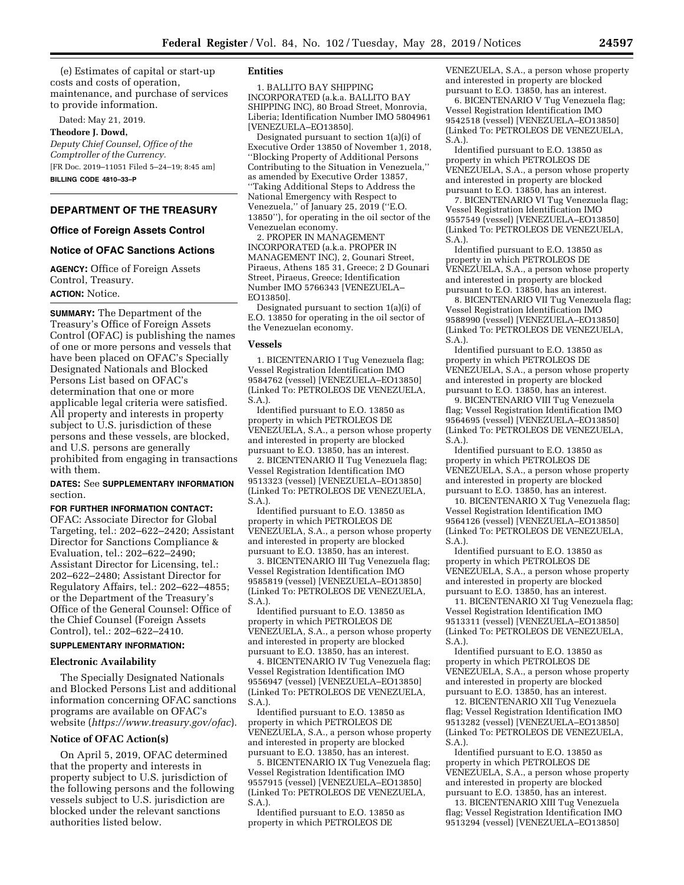(e) Estimates of capital or start-up costs and costs of operation, maintenance, and purchase of services to provide information.

Dated: May 21, 2019.

**Theodore J. Dowd,**

*Deputy Chief Counsel, Office of the Comptroller of the Currency.*

[FR Doc. 2019–11051 Filed 5–24–19; 8:45 am]

**BILLING CODE 4810–33–P**

## DEPARTMENT OF THE TREASURY

### Office of Foreign Assets Control

### Notice of OFAC Sanctions Actions

**AGENCY:** Office of Foreign Assets Control, Treasury.

**ACTION:** Notice.

**SUMMARY:** The Department of the Treasury's Office of Foreign Assets Control (OFAC) is publishing the names of one or more persons and vessels that have been placed on OFAC's Specially Designated Nationals and Blocked Persons List based on OFAC's determination that one or more applicable legal criteria were satisfied. All property and interests in property subject to U.S. jurisdiction of these persons and these vessels, are blocked, and U.S. persons are generally prohibited from engaging in transactions with them.

**DATES:** See **SUPPLEMENTARY INFORMATION** section.

**FOR FURTHER INFORMATION CONTACT:** OFAC: Associate Director for Global Targeting, tel.: 202–622–2420; Assistant Director for Sanctions Compliance & Evaluation, tel.: 202–622–2490; Assistant Director for Licensing, tel.: 202–622–2480; Assistant Director for Regulatory Affairs, tel.: 202–622–4855; or the Department of the Treasury's Office of the General Counsel: Office of the Chief Counsel (Foreign Assets Control), tel.: 202–622–2410.

**SUPPLEMENTARY INFORMATION:**

### Electronic Availability

The Specially Designated Nationals and Blocked Persons List and additional information concerning OFAC sanctions programs are available on OFAC's website (*https://www.treasury.gov/ofac*).

### Notice of OFAC Action(s)

On April 5, 2019, OFAC determined that the property and interests in property subject to U.S. jurisdiction of the following persons and the following vessels subject to U.S. jurisdiction are blocked under the relevant sanctions authorities listed below.

### Entities

1. BALLITO BAY SHIPPING INCORPORATED (a.k.a. BALLITO BAY SHIPPING INC), 80 Broad Street, Monrovia, Liberia; Identification Number IMO 5804961 [VENEZUELA–EO13850].

Designated pursuant to section 1(a)(i) of Executive Order 13850 of November 1, 2018, ''Blocking Property of Additional Persons Contributing to the Situation in Venezuela,'' as amended by Executive Order 13857, ''Taking Additional Steps to Address the National Emergency with Respect to Venezuela,'' of January 25, 2019 (''E.O. 13850''), for operating in the oil sector of the Venezuelan economy.

2. PROPER IN MANAGEMENT INCORPORATED (a.k.a. PROPER IN MANAGEMENT INC), 2, Gounari Street, Piraeus, Athens 185 31, Greece; 2 D Gounari Street, Piraeus, Greece; Identification Number IMO 5766343 [VENEZUELA–EO13850].

Designated pursuant to section 1(a)(i) of E.O. 13850 for operating in the oil sector of the Venezuelan economy.

### Vessels

1. BICENTENARIO I Tug Venezuela flag; Vessel Registration Identification IMO 9584762 (vessel) [VENEZUELA–EO13850] (Linked To: PETROLEOS DE VENEZUELA, S.A.).

Identified pursuant to E.O. 13850 as property in which PETROLEOS DE VENEZUELA, S.A., a person whose property and interested in property are blocked pursuant to E.O. 13850, has an interest.

2. BICENTENARIO II Tug Venezuela flag; Vessel Registration Identification IMO 9513323 (vessel) [VENEZUELA–EO13850] (Linked To: PETROLEOS DE VENEZUELA, S.A.).

Identified pursuant to E.O. 13850 as property in which PETROLEOS DE VENEZUELA, S.A., a person whose property and interested in property are blocked pursuant to E.O. 13850, has an interest.

3. BICENTENARIO III Tug Venezuela flag; Vessel Registration Identification IMO 9585819 (vessel) [VENEZUELA–EO13850] (Linked To: PETROLEOS DE VENEZUELA, S.A.).

Identified pursuant to E.O. 13850 as property in which PETROLEOS DE VENEZUELA, S.A., a person whose property and interested in property are blocked pursuant to E.O. 13850, has an interest.

4. BICENTENARIO IV Tug Venezuela flag; Vessel Registration Identification IMO 9556947 (vessel) [VENEZUELA–EO13850] (Linked To: PETROLEOS DE VENEZUELA, S.A.).

Identified pursuant to E.O. 13850 as property in which PETROLEOS DE VENEZUELA, S.A., a person whose property and interested in property are blocked pursuant to E.O. 13850, has an interest.

5. BICENTENARIO IX Tug Venezuela flag; Vessel Registration Identification IMO 9557915 (vessel) [VENEZUELA–EO13850] (Linked To: PETROLEOS DE VENEZUELA, S.A.).

Identified pursuant to E.O. 13850 as property in which PETROLEOS DE VENEZUELA, S.A., a person whose property and interested in property are blocked pursuant to E.O. 13850, has an interest.

6. BICENTENARIO V Tug Venezuela flag; Vessel Registration Identification IMO 9542518 (vessel) [VENEZUELA–EO13850] (Linked To: PETROLEOS DE VENEZUELA, S.A.).

Identified pursuant to E.O. 13850 as property in which PETROLEOS DE VENEZUELA, S.A., a person whose property and interested in property are blocked pursuant to E.O. 13850, has an interest.

7. BICENTENARIO VI Tug Venezuela flag; Vessel Registration Identification IMO 9557549 (vessel) [VENEZUELA–EO13850] (Linked To: PETROLEOS DE VENEZUELA, S.A.).

Identified pursuant to E.O. 13850 as property in which PETROLEOS DE VENEZUELA, S.A., a person whose property and interested in property are blocked pursuant to E.O. 13850, has an interest.

8. BICENTENARIO VII Tug Venezuela flag; Vessel Registration Identification IMO 9588990 (vessel) [VENEZUELA–EO13850] (Linked To: PETROLEOS DE VENEZUELA, S.A.).

Identified pursuant to E.O. 13850 as property in which PETROLEOS DE VENEZUELA, S.A., a person whose property and interested in property are blocked pursuant to E.O. 13850, has an interest.

9. BICENTENARIO VIII Tug Venezuela flag; Vessel Registration Identification IMO 9564695 (vessel) [VENEZUELA–EO13850] (Linked To: PETROLEOS DE VENEZUELA, S.A.).

Identified pursuant to E.O. 13850 as property in which PETROLEOS DE VENEZUELA, S.A., a person whose property and interested in property are blocked pursuant to E.O. 13850, has an interest.

10. BICENTENARIO X Tug Venezuela flag; Vessel Registration Identification IMO 9564126 (vessel) [VENEZUELA–EO13850] (Linked To: PETROLEOS DE VENEZUELA, S.A.).

Identified pursuant to E.O. 13850 as property in which PETROLEOS DE VENEZUELA, S.A., a person whose property and interested in property are blocked pursuant to E.O. 13850, has an interest.

11. BICENTENARIO XI Tug Venezuela flag; Vessel Registration Identification IMO 9513311 (vessel) [VENEZUELA–EO13850] (Linked To: PETROLEOS DE VENEZUELA, S.A.).

Identified pursuant to E.O. 13850 as property in which PETROLEOS DE VENEZUELA, S.A., a person whose property and interested in property are blocked pursuant to E.O. 13850, has an interest.

12. BICENTENARIO XII Tug Venezuela flag; Vessel Registration Identification IMO 9513282 (vessel) [VENEZUELA–EO13850] (Linked To: PETROLEOS DE VENEZUELA, S.A.).

Identified pursuant to E.O. 13850 as property in which PETROLEOS DE VENEZUELA, S.A., a person whose property and interested in property are blocked pursuant to E.O. 13850, has an interest.

13. BICENTENARIO XIII Tug Venezuela flag; Vessel Registration Identification IMO 9513294 (vessel) [VENEZUELA–EO13850]